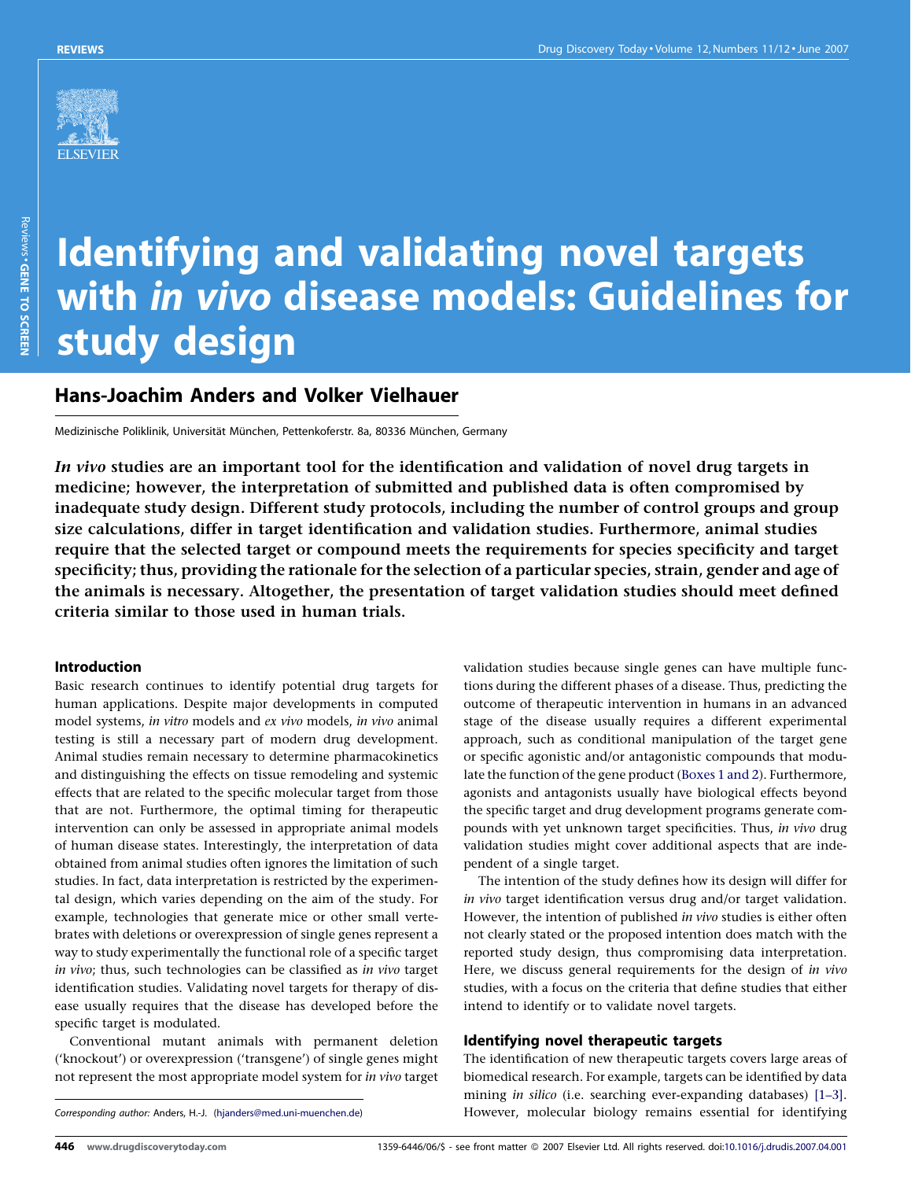# Identifying and validating novel targets with *in vivo* disease models: Guidelines for study design

## Hans-Joachim Anders and Volker Vielhauer

Medizinische Poliklinik, Universität München, Pettenkoferstr. 8a, 80336 München, Germany

***In vivo* studies are an important tool for the identification and validation of novel drug targets in medicine; however, the interpretation of submitted and published data is often compromised by inadequate study design. Different study protocols, including the number of control groups and group size calculations, differ in target identification and validation studies. Furthermore, animal studies require that the selected target or compound meets the requirements for species specificity and target specificity; thus, providing the rationale for the selection of a particular species, strain, gender and age of the animals is necessary. Altogether, the presentation of target validation studies should meet defined criteria similar to those used in human trials.**

### Introduction

Basic research continues to identify potential drug targets for human applications. Despite major developments in computed model systems, *in vitro* models and *ex vivo* models, *in vivo* animal testing is still a necessary part of modern drug development. Animal studies remain necessary to determine pharmacokinetics and distinguishing the effects on tissue remodeling and systemic effects that are related to the specific molecular target from those that are not. Furthermore, the optimal timing for therapeutic intervention can only be assessed in appropriate animal models of human disease states. Interestingly, the interpretation of data obtained from animal studies often ignores the limitation of such studies. In fact, data interpretation is restricted by the experimental design, which varies depending on the aim of the study. For example, technologies that generate mice or other small vertebrates with deletions or overexpression of single genes represent a way to study experimentally the functional role of a specific target *in vivo*; thus, such technologies can be classified as *in vivo* target identification studies. Validating novel targets for therapy of disease usually requires that the disease has developed before the specific target is modulated.

Conventional mutant animals with permanent deletion ('knockout') or overexpression ('transgene') of single genes might not represent the most appropriate model system for *in vivo* target validation studies because single genes can have multiple functions during the different phases of a disease. Thus, predicting the outcome of therapeutic intervention in humans in an advanced stage of the disease usually requires a different experimental approach, such as conditional manipulation of the target gene or specific agonistic and/or antagonistic compounds that modulate the function of the gene product (Boxes 1 and 2). Furthermore, agonists and antagonists usually have biological effects beyond the specific target and drug development programs generate compounds with yet unknown target specificities. Thus, *in vivo* drug validation studies might cover additional aspects that are independent of a single target.

The intention of the study defines how its design will differ for *in vivo* target identification versus drug and/or target validation. However, the intention of published *in vivo* studies is either often not clearly stated or the proposed intention does match with the reported study design, thus compromising data interpretation. Here, we discuss general requirements for the design of *in vivo* studies, with a focus on the criteria that define studies that either intend to identify or to validate novel targets.

### Identifying novel therapeutic targets

The identification of new therapeutic targets covers large areas of biomedical research. For example, targets can be identified by data mining *in silico* (i.e. searching ever-expanding databases) [1–3]. However, molecular biology remains essential for identifying

*Corresponding author:* Anders, H.-J. (hjanders@med.uni-muenchen.de)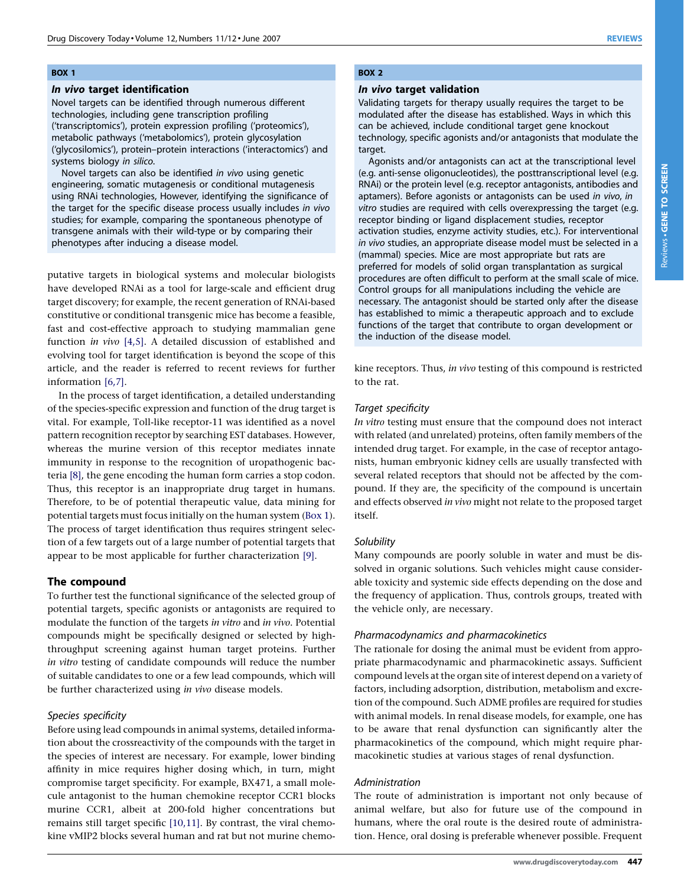**BOX 1**

### *In vivo* target identification

Novel targets can be identified through numerous different technologies, including gene transcription profiling ('transcriptomics'), protein expression profiling ('proteomics'), metabolic pathways ('metabolomics'), protein glycosylation ('glycosilomics'), protein–protein interactions ('interactomics') and systems biology *in silico*.

Novel targets can also be identified *in vivo* using genetic engineering, somatic mutagenesis or conditional mutagenesis using RNAi technologies, However, identifying the significance of the target for the specific disease process usually includes *in vivo* studies; for example, comparing the spontaneous phenotype of transgene animals with their wild-type or by comparing their phenotypes after inducing a disease model.

putative targets in biological systems and molecular biologists have developed RNAi as a tool for large-scale and efficient drug target discovery; for example, the recent generation of RNAi-based constitutive or conditional transgenic mice has become a feasible, fast and cost-effective approach to studying mammalian gene function *in vivo* [4,5]. A detailed discussion of established and evolving tool for target identification is beyond the scope of this article, and the reader is referred to recent reviews for further information [6,7].

In the process of target identification, a detailed understanding of the species-specific expression and function of the drug target is vital. For example, Toll-like receptor-11 was identified as a novel pattern recognition receptor by searching EST databases. However, whereas the murine version of this receptor mediates innate immunity in response to the recognition of uropathogenic bacteria [8], the gene encoding the human form carries a stop codon. Thus, this receptor is an inappropriate drug target in humans. Therefore, to be of potential therapeutic value, data mining for potential targets must focus initially on the human system (Box 1). The process of target identification thus requires stringent selection of a few targets out of a large number of potential targets that appear to be most applicable for further characterization [9].

## The compound

To further test the functional significance of the selected group of potential targets, specific agonists or antagonists are required to modulate the function of the targets *in vitro* and *in vivo*. Potential compounds might be specifically designed or selected by high-throughput screening against human target proteins. Further *in vitro* testing of candidate compounds will reduce the number of suitable candidates to one or a few lead compounds, which will be further characterized using *in vivo* disease models.

### *Species specificity*

Before using lead compounds in animal systems, detailed information about the crossreactivity of the compounds with the target in the species of interest are necessary. For example, lower binding affinity in mice requires higher dosing which, in turn, might compromise target specificity. For example, BX471, a small molecule antagonist to the human chemokine receptor CCR1 blocks murine CCR1, albeit at 200-fold higher concentrations but remains still target specific [10,11]. By contrast, the viral chemokine vMIP2 blocks several human and rat but not murine chemokine receptors. Thus, *in vivo* testing of this compound is restricted to the rat.

**BOX 2**

### *In vivo* target validation

Validating targets for therapy usually requires the target to be modulated after the disease has established. Ways in which this can be achieved, include conditional target gene knockout technology, specific agonists and/or antagonists that modulate the target.

Agonists and/or antagonists can act at the transcriptional level (e.g. anti-sense oligonucleotides), the posttranscriptional level (e.g. RNAi) or the protein level (e.g. receptor antagonists, antibodies and aptamers). Before agonists or antagonists can be used *in vivo*, *in vitro* studies are required with cells overexpressing the target (e.g. receptor binding or ligand displacement studies, receptor activation studies, enzyme activity studies, etc.). For interventional *in vivo* studies, an appropriate disease model must be selected in a (mammal) species. Mice are most appropriate but rats are preferred for models of solid organ transplantation as surgical procedures are often difficult to perform at the small scale of mice. Control groups for all manipulations including the vehicle are necessary. The antagonist should be started only after the disease has established to mimic a therapeutic approach and to exclude functions of the target that contribute to organ development or the induction of the disease model.

### *Target specificity*

*In vitro* testing must ensure that the compound does not interact with related (and unrelated) proteins, often family members of the intended drug target. For example, in the case of receptor antagonists, human embryonic kidney cells are usually transfected with several related receptors that should not be affected by the compound. If they are, the specificity of the compound is uncertain and effects observed *in vivo* might not relate to the proposed target itself.

### *Solubility*

Many compounds are poorly soluble in water and must be dissolved in organic solutions. Such vehicles might cause considerable toxicity and systemic side effects depending on the dose and the frequency of application. Thus, controls groups, treated with the vehicle only, are necessary.

### *Pharmacodynamics and pharmacokinetics*

The rationale for dosing the animal must be evident from appropriate pharmacodynamic and pharmacokinetic assays. Sufficient compound levels at the organ site of interest depend on a variety of factors, including adsorption, distribution, metabolism and excretion of the compound. Such ADME profiles are required for studies with animal models. In renal disease models, for example, one has to be aware that renal dysfunction can significantly alter the pharmacokinetics of the compound, which might require pharmacokinetic studies at various stages of renal dysfunction.

### *Administration*

The route of administration is important not only because of animal welfare, but also for future use of the compound in humans, where the oral route is the desired route of administration. Hence, oral dosing is preferable whenever possible. Frequent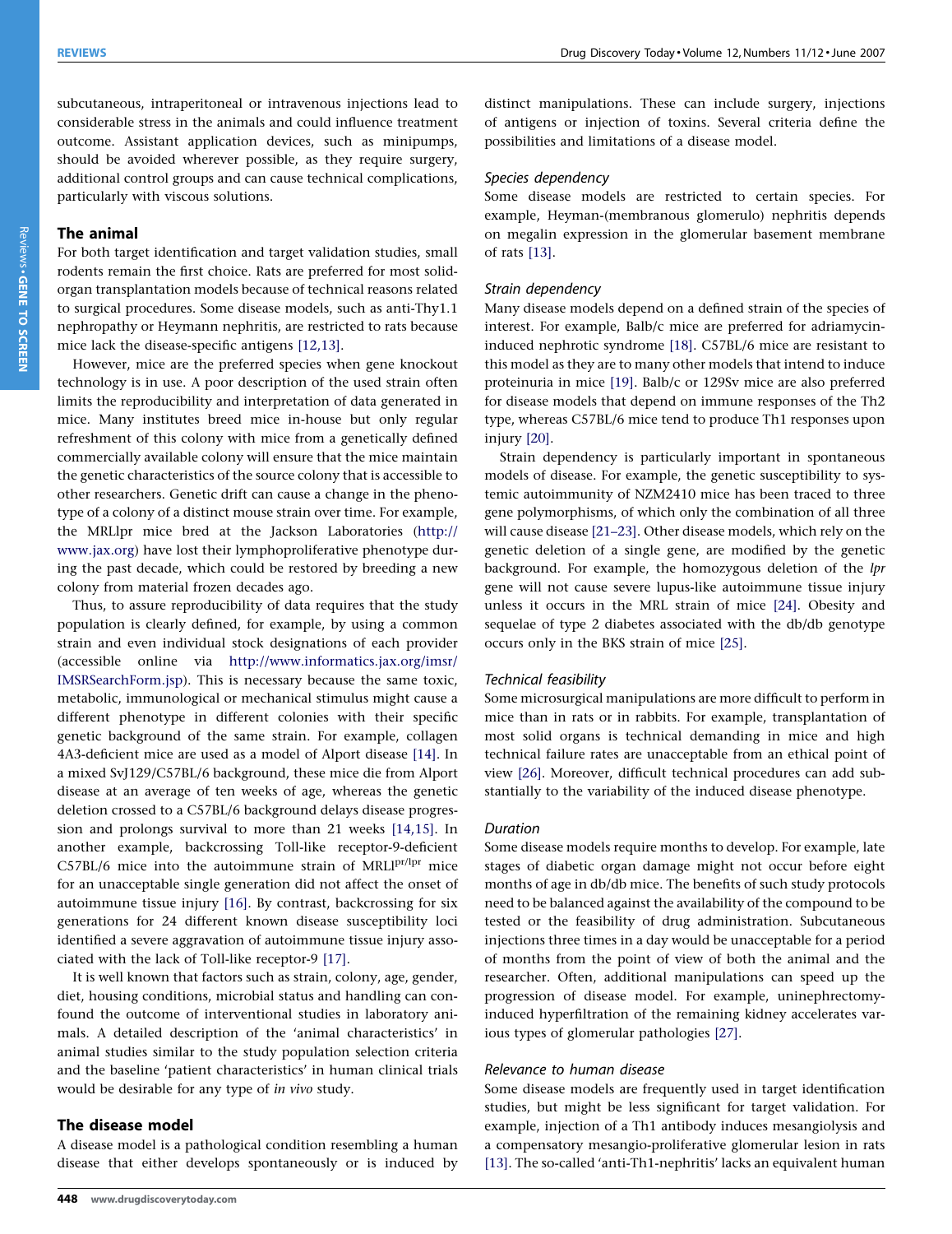subcutaneous, intraperitoneal or intravenous injections lead to considerable stress in the animals and could influence treatment outcome. Assistant application devices, such as minipumps, should be avoided wherever possible, as they require surgery, additional control groups and can cause technical complications, particularly with viscous solutions.

## The animal

For both target identification and target validation studies, small rodents remain the first choice. Rats are preferred for most solid-organ transplantation models because of technical reasons related to surgical procedures. Some disease models, such as anti-Thy1.1 nephropathy or Heymann nephritis, are restricted to rats because mice lack the disease-specific antigens [12,13].

However, mice are the preferred species when gene knockout technology is in use. A poor description of the used strain often limits the reproducibility and interpretation of data generated in mice. Many institutes breed mice in-house but only regular refreshment of this colony with mice from a genetically defined commercially available colony will ensure that the mice maintain the genetic characteristics of the source colony that is accessible to other researchers. Genetic drift can cause a change in the phenotype of a colony of a distinct mouse strain over time. For example, the MRLlpr mice bred at the Jackson Laboratories (http://www.jax.org) have lost their lymphoproliferative phenotype during the past decade, which could be restored by breeding a new colony from material frozen decades ago.

Thus, to assure reproducibility of data requires that the study population is clearly defined, for example, by using a common strain and even individual stock designations of each provider (accessible online via http://www.informatics.jax.org/imsr/IMSRSearchForm.jsp). This is necessary because the same toxic, metabolic, immunological or mechanical stimulus might cause a different phenotype in different colonies with their specific genetic background of the same strain. For example, collagen 4A3-deficient mice are used as a model of Alport disease [14]. In a mixed SvJ129/C57BL/6 background, these mice die from Alport disease at an average of ten weeks of age, whereas the genetic deletion crossed to a C57BL/6 background delays disease progression and prolongs survival to more than 21 weeks [14,15]. In another example, backcrossing Toll-like receptor-9-deficient C57BL/6 mice into the autoimmune strain of MRL$l^{pr/lpr}$ mice for an unacceptable single generation did not affect the onset of autoimmune tissue injury [16]. By contrast, backcrossing for six generations for 24 different known disease susceptibility loci identified a severe aggravation of autoimmune tissue injury associated with the lack of Toll-like receptor-9 [17].

It is well known that factors such as strain, colony, age, gender, diet, housing conditions, microbial status and handling can confound the outcome of interventional studies in laboratory animals. A detailed description of the 'animal characteristics' in animal studies similar to the study population selection criteria and the baseline 'patient characteristics' in human clinical trials would be desirable for any type of *in vivo* study.

## The disease model

A disease model is a pathological condition resembling a human disease that either develops spontaneously or is induced by distinct manipulations. These can include surgery, injections of antigens or injection of toxins. Several criteria define the possibilities and limitations of a disease model.

### *Species dependency*

Some disease models are restricted to certain species. For example, Heyman-(membranous glomerulo) nephritis depends on megalin expression in the glomerular basement membrane of rats [13].

### *Strain dependency*

Many disease models depend on a defined strain of the species of interest. For example, Balb/c mice are preferred for adriamycin-induced nephrotic syndrome [18]. C57BL/6 mice are resistant to this model as they are to many other models that intend to induce proteinuria in mice [19]. Balb/c or 129Sv mice are also preferred for disease models that depend on immune responses of the Th2 type, whereas C57BL/6 mice tend to produce Th1 responses upon injury [20].

Strain dependency is particularly important in spontaneous models of disease. For example, the genetic susceptibility to systemic autoimmunity of NZM2410 mice has been traced to three gene polymorphisms, of which only the combination of all three will cause disease [21–23]. Other disease models, which rely on the genetic deletion of a single gene, are modified by the genetic background. For example, the homozygous deletion of the *lpr* gene will not cause severe lupus-like autoimmune tissue injury unless it occurs in the MRL strain of mice [24]. Obesity and sequelae of type 2 diabetes associated with the db/db genotype occurs only in the BKS strain of mice [25].

### *Technical feasibility*

Some microsurgical manipulations are more difficult to perform in mice than in rats or in rabbits. For example, transplantation of most solid organs is technical demanding in mice and high technical failure rates are unacceptable from an ethical point of view [26]. Moreover, difficult technical procedures can add substantially to the variability of the induced disease phenotype.

### *Duration*

Some disease models require months to develop. For example, late stages of diabetic organ damage might not occur before eight months of age in db/db mice. The benefits of such study protocols need to be balanced against the availability of the compound to be tested or the feasibility of drug administration. Subcutaneous injections three times in a day would be unacceptable for a period of months from the point of view of both the animal and the researcher. Often, additional manipulations can speed up the progression of disease model. For example, uninephrectomy-induced hyperfiltration of the remaining kidney accelerates various types of glomerular pathologies [27].

### *Relevance to human disease*

Some disease models are frequently used in target identification studies, but might be less significant for target validation. For example, injection of a Th1 antibody induces mesangiolysis and a compensatory mesangio-proliferative glomerular lesion in rats [13]. The so-called 'anti-Th1-nephritis' lacks an equivalent human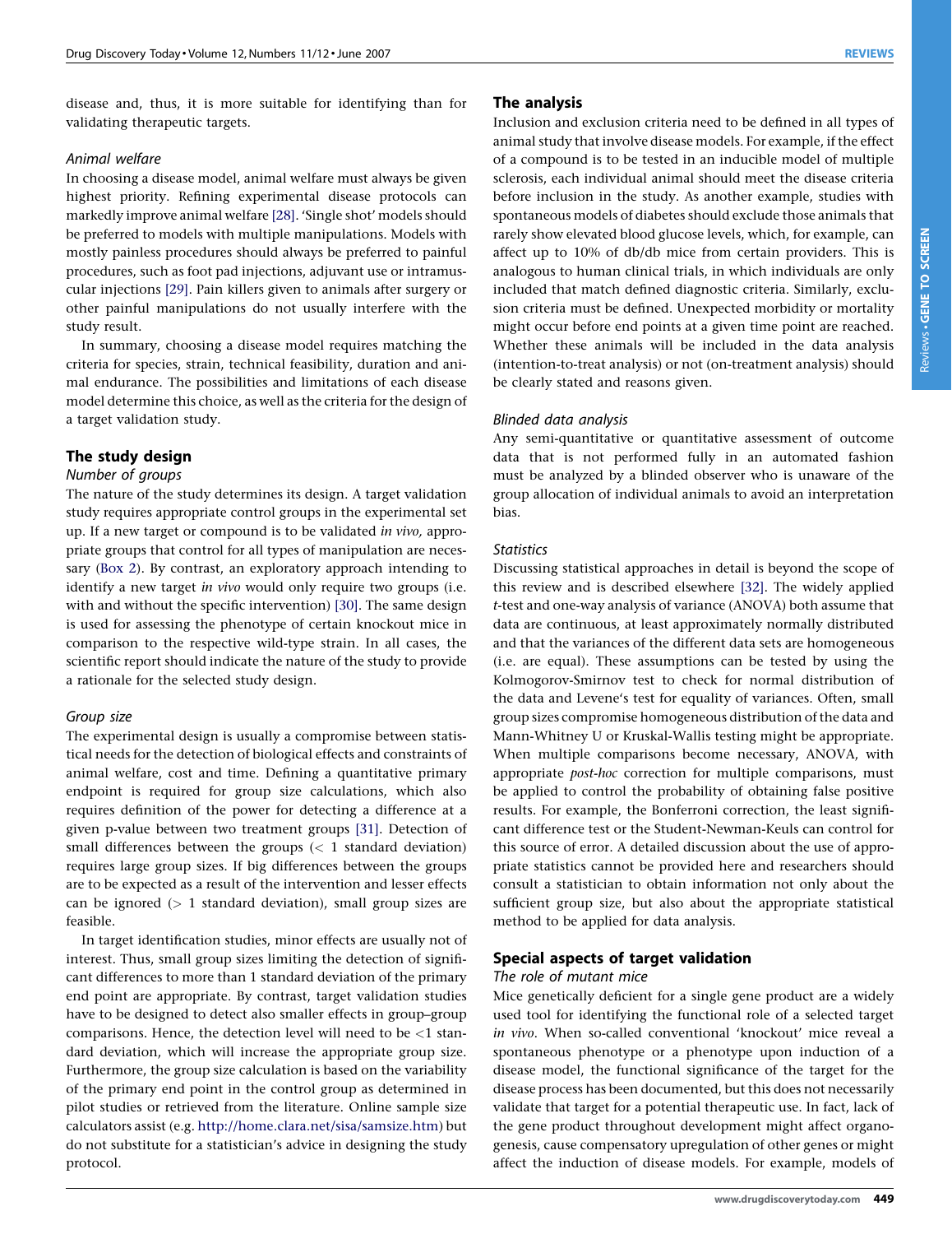disease and, thus, it is more suitable for identifying than for validating therapeutic targets.

### *Animal welfare*

In choosing a disease model, animal welfare must always be given highest priority. Refining experimental disease protocols can markedly improve animal welfare [28]. 'Single shot' models should be preferred to models with multiple manipulations. Models with mostly painless procedures should always be preferred to painful procedures, such as foot pad injections, adjuvant use or intramuscular injections [29]. Pain killers given to animals after surgery or other painful manipulations do not usually interfere with the study result.

In summary, choosing a disease model requires matching the criteria for species, strain, technical feasibility, duration and animal endurance. The possibilities and limitations of each disease model determine this choice, as well as the criteria for the design of a target validation study.

## The study design

### *Number of groups*

The nature of the study determines its design. A target validation study requires appropriate control groups in the experimental set up. If a new target or compound is to be validated *in vivo,* appropriate groups that control for all types of manipulation are necessary (Box 2). By contrast, an exploratory approach intending to identify a new target *in vivo* would only require two groups (i.e. with and without the specific intervention) [30]. The same design is used for assessing the phenotype of certain knockout mice in comparison to the respective wild-type strain. In all cases, the scientific report should indicate the nature of the study to provide a rationale for the selected study design.

### *Group size*

The experimental design is usually a compromise between statistical needs for the detection of biological effects and constraints of animal welfare, cost and time. Defining a quantitative primary endpoint is required for group size calculations, which also requires definition of the power for detecting a difference at a given p-value between two treatment groups [31]. Detection of small differences between the groups ($<$ 1 standard deviation) requires large group sizes. If big differences between the groups are to be expected as a result of the intervention and lesser effects can be ignored ($>$ 1 standard deviation), small group sizes are feasible.

In target identification studies, minor effects are usually not of interest. Thus, small group sizes limiting the detection of significant differences to more than 1 standard deviation of the primary end point are appropriate. By contrast, target validation studies have to be designed to detect also smaller effects in group–group comparisons. Hence, the detection level will need to be $<$1 standard deviation, which will increase the appropriate group size. Furthermore, the group size calculation is based on the variability of the primary end point in the control group as determined in pilot studies or retrieved from the literature. Online sample size calculators assist (e.g. http://home.clara.net/sisa/samsize.htm) but do not substitute for a statistician's advice in designing the study protocol.

## The analysis

Inclusion and exclusion criteria need to be defined in all types of animal study that involve disease models. For example, if the effect of a compound is to be tested in an inducible model of multiple sclerosis, each individual animal should meet the disease criteria before inclusion in the study. As another example, studies with spontaneous models of diabetes should exclude those animals that rarely show elevated blood glucose levels, which, for example, can affect up to 10% of db/db mice from certain providers. This is analogous to human clinical trials, in which individuals are only included that match defined diagnostic criteria. Similarly, exclusion criteria must be defined. Unexpected morbidity or mortality might occur before end points at a given time point are reached. Whether these animals will be included in the data analysis (intention-to-treat analysis) or not (on-treatment analysis) should be clearly stated and reasons given.

### *Blinded data analysis*

Any semi-quantitative or quantitative assessment of outcome data that is not performed fully in an automated fashion must be analyzed by a blinded observer who is unaware of the group allocation of individual animals to avoid an interpretation bias.

### *Statistics*

Discussing statistical approaches in detail is beyond the scope of this review and is described elsewhere [32]. The widely applied *t*-test and one-way analysis of variance (ANOVA) both assume that data are continuous, at least approximately normally distributed and that the variances of the different data sets are homogeneous (i.e. are equal). These assumptions can be tested by using the Kolmogorov-Smirnov test to check for normal distribution of the data and Levene's test for equality of variances. Often, small group sizes compromise homogeneous distribution of the data and Mann-Whitney U or Kruskal-Wallis testing might be appropriate. When multiple comparisons become necessary, ANOVA, with appropriate *post-hoc* correction for multiple comparisons, must be applied to control the probability of obtaining false positive results. For example, the Bonferroni correction, the least significant difference test or the Student-Newman-Keuls can control for this source of error. A detailed discussion about the use of appropriate statistics cannot be provided here and researchers should consult a statistician to obtain information not only about the sufficient group size, but also about the appropriate statistical method to be applied for data analysis.

## Special aspects of target validation

### *The role of mutant mice*

Mice genetically deficient for a single gene product are a widely used tool for identifying the functional role of a selected target *in vivo*. When so-called conventional 'knockout' mice reveal a spontaneous phenotype or a phenotype upon induction of a disease model, the functional significance of the target for the disease process has been documented, but this does not necessarily validate that target for a potential therapeutic use. In fact, lack of the gene product throughout development might affect organogenesis, cause compensatory upregulation of other genes or might affect the induction of disease models. For example, models of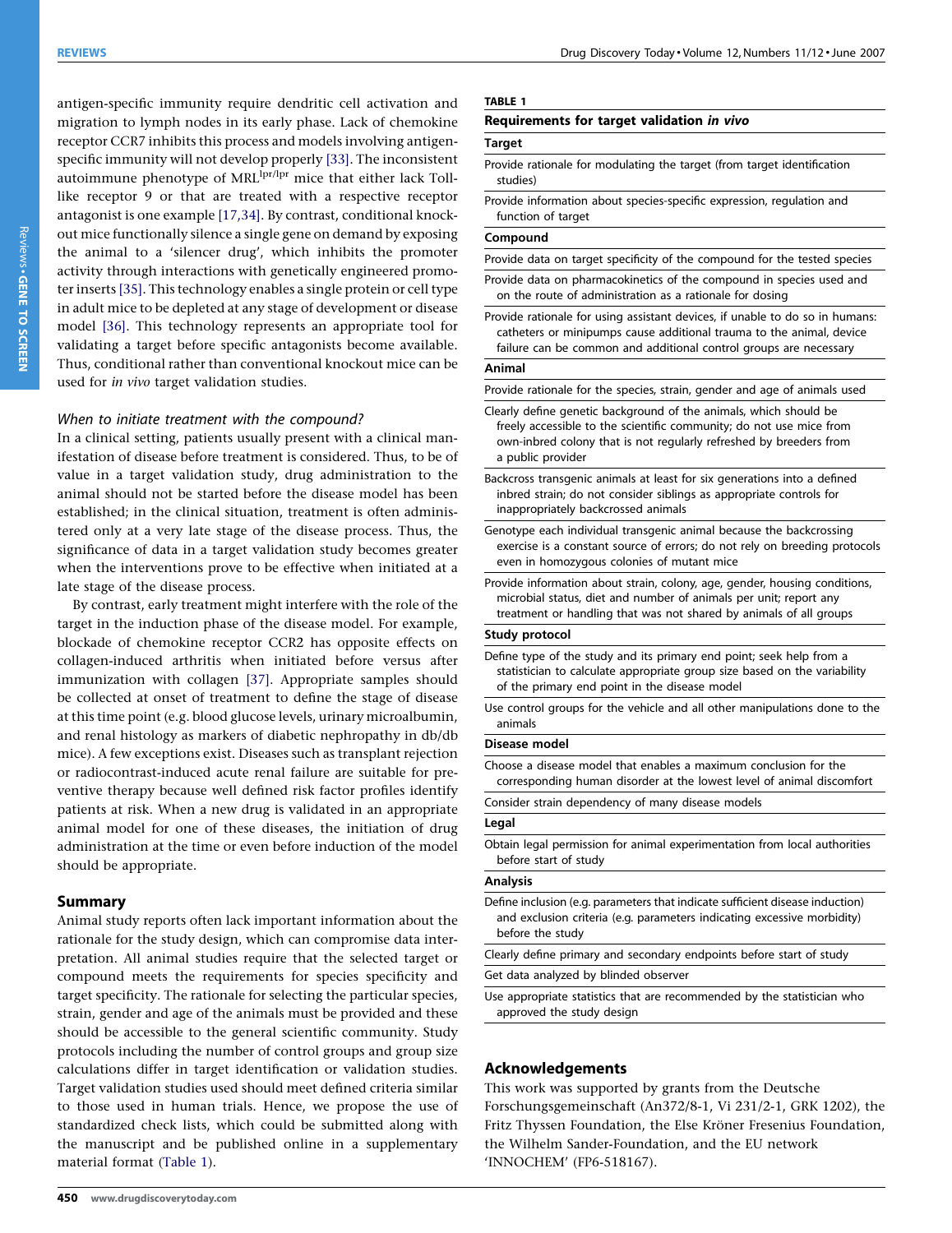antigen-specific immunity require dendritic cell activation and migration to lymph nodes in its early phase. Lack of chemokine receptor CCR7 inhibits this process and models involving antigen-specific immunity will not develop properly [33]. The inconsistent autoimmune phenotype of MRL$^{lpr/lpr}$ mice that either lack Toll-like receptor 9 or that are treated with a respective receptor antagonist is one example [17,34]. By contrast, conditional knockout mice functionally silence a single gene on demand by exposing the animal to a 'silencer drug', which inhibits the promoter activity through interactions with genetically engineered promoter inserts [35]. This technology enables a single protein or cell type in adult mice to be depleted at any stage of development or disease model [36]. This technology represents an appropriate tool for validating a target before specific antagonists become available. Thus, conditional rather than conventional knockout mice can be used for *in vivo* target validation studies.

### *When to initiate treatment with the compound?*

In a clinical setting, patients usually present with a clinical manifestation of disease before treatment is considered. Thus, to be of value in a target validation study, drug administration to the animal should not be started before the disease model has been established; in the clinical situation, treatment is often administered only at a very late stage of the disease process. Thus, the significance of data in a target validation study becomes greater when the interventions prove to be effective when initiated at a late stage of the disease process.

By contrast, early treatment might interfere with the role of the target in the induction phase of the disease model. For example, blockade of chemokine receptor CCR2 has opposite effects on collagen-induced arthritis when initiated before versus after immunization with collagen [37]. Appropriate samples should be collected at onset of treatment to define the stage of disease at this time point (e.g. blood glucose levels, urinary microalbumin, and renal histology as markers of diabetic nephropathy in db/db mice). A few exceptions exist. Diseases such as transplant rejection or radiocontrast-induced acute renal failure are suitable for preventive therapy because well defined risk factor profiles identify patients at risk. When a new drug is validated in an appropriate animal model for one of these diseases, the initiation of drug administration at the time or even before induction of the model should be appropriate.

## Summary

Animal study reports often lack important information about the rationale for the study design, which can compromise data interpretation. All animal studies require that the selected target or compound meets the requirements for species specificity and target specificity. The rationale for selecting the particular species, strain, gender and age of the animals must be provided and these should be accessible to the general scientific community. Study protocols including the number of control groups and group size calculations differ in target identification or validation studies. Target validation studies used should meet defined criteria similar to those used in human trials. Hence, we propose the use of standardized check lists, which could be submitted along with the manuscript and be published online in a supplementary material format (Table 1).

**TABLE 1**

| **Requirements for target validation *in vivo*** |
|---|
| **Target** |
| Provide rationale for modulating the target (from target identification studies) |
| Provide information about species-specific expression, regulation and function of target |
| **Compound** |
| Provide data on target specificity of the compound for the tested species |
| Provide data on pharmacokinetics of the compound in species used and on the route of administration as a rationale for dosing |
| Provide rationale for using assistant devices, if unable to do so in humans: catheters or minipumps cause additional trauma to the animal, device failure can be common and additional control groups are necessary |
| **Animal** |
| Provide rationale for the species, strain, gender and age of animals used |
| Clearly define genetic background of the animals, which should be freely accessible to the scientific community; do not use mice from own-inbred colony that is not regularly refreshed by breeders from a public provider |
| Backcross transgenic animals at least for six generations into a defined inbred strain; do not consider siblings as appropriate controls for inappropriately backcrossed animals |
| Genotype each individual transgenic animal because the backcrossing exercise is a constant source of errors; do not rely on breeding protocols even in homozygous colonies of mutant mice |
| Provide information about strain, colony, age, gender, housing conditions, microbial status, diet and number of animals per unit; report any treatment or handling that was not shared by animals of all groups |
| **Study protocol** |
| Define type of the study and its primary end point; seek help from a statistician to calculate appropriate group size based on the variability of the primary end point in the disease model |
| Use control groups for the vehicle and all other manipulations done to the animals |
| **Disease model** |
| Choose a disease model that enables a maximum conclusion for the corresponding human disorder at the lowest level of animal discomfort |
| Consider strain dependency of many disease models |
| **Legal** |
| Obtain legal permission for animal experimentation from local authorities before start of study |
| **Analysis** |
| Define inclusion (e.g. parameters that indicate sufficient disease induction) and exclusion criteria (e.g. parameters indicating excessive morbidity) before the study |
| Clearly define primary and secondary endpoints before start of study |
| Get data analyzed by blinded observer |
| Use appropriate statistics that are recommended by the statistician who approved the study design |

## Acknowledgements

This work was supported by grants from the Deutsche Forschungsgemeinschaft (An372/8-1, Vi 231/2-1, GRK 1202), the Fritz Thyssen Foundation, the Else Kröner Fresenius Foundation, the Wilhelm Sander-Foundation, and the EU network 'INNOCHEM' (FP6-518167).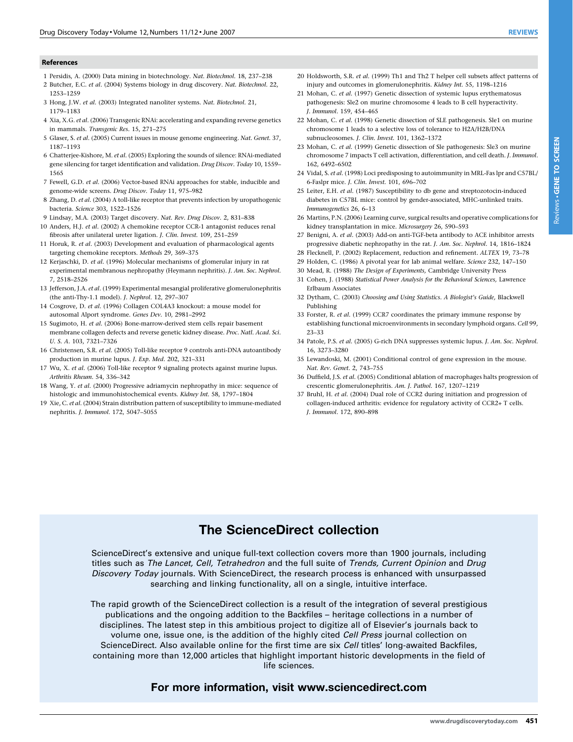## References

1 Persidis, A. (2000) Data mining in biotechnology. *Nat. Biotechnol.* 18, 237–238
2 Butcher, E.C. *et al.* (2004) Systems biology in drug discovery. *Nat. Biotechnol.* 22, 1253–1259
3 Hong, J.W. *et al.* (2003) Integrated nanoliter systems. *Nat. Biotechnol.* 21, 1179–1183
4 Xia, X.G. *et al.* (2006) Transgenic RNAi: accelerating and expanding reverse genetics in mammals. *Transgenic Res.* 15, 271–275
5 Glaser, S. *et al.* (2005) Current issues in mouse genome engineering. *Nat. Genet.* 37, 1187–1193
6 Chatterjee-Kishore, M. *et al.* (2005) Exploring the sounds of silence: RNAi-mediated gene silencing for target identification and validation. *Drug Discov. Today* 10, 1559–1565
7 Fewell, G.D. *et al.* (2006) Vector-based RNAi approaches for stable, inducible and genome-wide screens. *Drug Discov. Today* 11, 975–982
8 Zhang, D. *et al.* (2004) A toll-like receptor that prevents infection by uropathogenic bacteria. *Science* 303, 1522–1526
9 Lindsay, M.A. (2003) Target discovery. *Nat. Rev. Drug Discov.* 2, 831–838
10 Anders, H.J. *et al.* (2002) A chemokine receptor CCR-1 antagonist reduces renal fibrosis after unilateral ureter ligation. *J. Clin. Invest.* 109, 251–259
11 Horuk, R. *et al.* (2003) Development and evaluation of pharmacological agents targeting chemokine receptors. *Methods* 29, 369–375
12 Kerjaschki, D. *et al.* (1996) Molecular mechanisms of glomerular injury in rat experimental membranous nephropathy (Heymann nephritis). *J. Am. Soc. Nephrol.* 7, 2518–2526
13 Jefferson, J.A. *et al.* (1999) Experimental mesangial proliferative glomerulonephritis (the anti-Thy-1.1 model). *J. Nephrol.* 12, 297–307
14 Cosgrove, D. *et al.* (1996) Collagen COL4A3 knockout: a mouse model for autosomal Alport syndrome. *Genes Dev.* 10, 2981–2992
15 Sugimoto, H. *et al.* (2006) Bone-marrow-derived stem cells repair basement membrane collagen defects and reverse genetic kidney disease. *Proc. Natl. Acad. Sci. U. S. A.* 103, 7321–7326
16 Christensen, S.R. *et al.* (2005) Toll-like receptor 9 controls anti-DNA autoantibody production in murine lupus. *J. Exp. Med.* 202, 321–331
17 Wu, X. *et al.* (2006) Toll-like receptor 9 signaling protects against murine lupus. *Arthritis Rheum.* 54, 336–342
18 Wang, Y. *et al.* (2000) Progressive adriamycin nephropathy in mice: sequence of histologic and immunohistochemical events. *Kidney Int.* 58, 1797–1804
19 Xie, C. *et al.* (2004) Strain distribution pattern of susceptibility to immune-mediated nephritis. *J. Immunol.* 172, 5047–5055
20 Holdsworth, S.R. *et al.* (1999) Th1 and Th2 T helper cell subsets affect patterns of injury and outcomes in glomerulonephritis. *Kidney Int.* 55, 1198–1216
21 Mohan, C. *et al.* (1997) Genetic dissection of systemic lupus erythematosus pathogenesis: Sle2 on murine chromosome 4 leads to B cell hyperactivity. *J. Immunol.* 159, 454–465
22 Mohan, C. *et al.* (1998) Genetic dissection of SLE pathogenesis. Sle1 on murine chromosome 1 leads to a selective loss of tolerance to H2A/H2B/DNA subnucleosomes. *J. Clin. Invest.* 101, 1362–1372
23 Mohan, C. *et al.* (1999) Genetic dissection of Sle pathogenesis: Sle3 on murine chromosome 7 impacts T cell activation, differentiation, and cell death. *J. Immunol.* 162, 6492–6502
24 Vidal, S. *et al.* (1998) Loci predisposing to autoimmunity in MRL-Fas lpr and C57BL/6-Faslpr mice. *J. Clin. Invest.* 101, 696–702
25 Leiter, E.H. *et al.* (1987) Susceptibility to db gene and streptozotocin-induced diabetes in C57BL mice: control by gender-associated, MHC-unlinked traits. *Immunogenetics* 26, 6–13
26 Martins, P.N. (2006) Learning curve, surgical results and operative complications for kidney transplantation in mice. *Microsurgery* 26, 590–593
27 Benigni, A. *et al.* (2003) Add-on anti-TGF-beta antibody to ACE inhibitor arrests progressive diabetic nephropathy in the rat. *J. Am. Soc. Nephrol.* 14, 1816–1824
28 Flecknell, P. (2002) Replacement, reduction and refinement. *ALTEX* 19, 73–78
29 Holden, C. (1986) A pivotal year for lab animal welfare. *Science* 232, 147–150
30 Mead, R. (1988) *The Design of Experiments*, Cambridge University Press
31 Cohen, J. (1988) *Statistical Power Analysis for the Behavioral Sciences*, Lawrence Erlbaum Associates
32 Dytham, C. (2003) *Choosing and Using Statistics. A Biologist's Guide*, Blackwell Publishing
33 Forster, R. *et al.* (1999) CCR7 coordinates the primary immune response by establishing functional microenvironments in secondary lymphoid organs. *Cell* 99, 23–33
34 Patole, P.S. *et al.* (2005) G-rich DNA suppresses systemic lupus. *J. Am. Soc. Nephrol.* 16, 3273–3280
35 Lewandoski, M. (2001) Conditional control of gene expression in the mouse. *Nat. Rev. Genet.* 2, 743–755
36 Duffield, J.S. *et al.* (2005) Conditional ablation of macrophages halts progression of crescentic glomerulonephritis. *Am. J. Pathol.* 167, 1207–1219
37 Bruhl, H. *et al.* (2004) Dual role of CCR2 during initiation and progression of collagen-induced arthritis: evidence for regulatory activity of CCR2+ T cells. *J. Immunol.* 172, 890–898

## The ScienceDirect collection

ScienceDirect's extensive and unique full-text collection covers more than 1900 journals, including titles such as *The Lancet, Cell, Tetrahedron* and the full suite of *Trends, Current Opinion* and *Drug Discovery Today* journals. With ScienceDirect, the research process is enhanced with unsurpassed searching and linking functionality, all on a single, intuitive interface.

The rapid growth of the ScienceDirect collection is a result of the integration of several prestigious publications and the ongoing addition to the Backfiles – heritage collections in a number of disciplines. The latest step in this ambitious project to digitize all of Elsevier's journals back to volume one, issue one, is the addition of the highly cited *Cell Press* journal collection on ScienceDirect. Also available online for the first time are six *Cell* titles' long-awaited Backfiles, containing more than 12,000 articles that highlight important historic developments in the field of life sciences.

**For more information, visit www.sciencedirect.com**